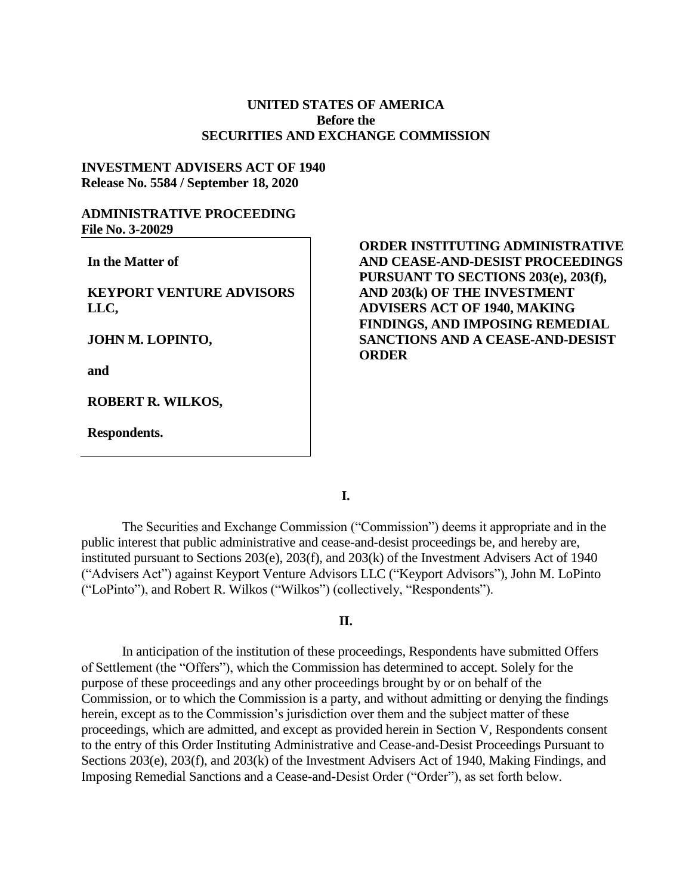**UNITED STATES OF AMERICA**
**Before the**
**SECURITIES AND EXCHANGE COMMISSION**

**INVESTMENT ADVISERS ACT OF 1940**
**Release No. 5584 / September 18, 2020**

**ADMINISTRATIVE PROCEEDING**
**File No. 3-20029**

**In the Matter of**

**KEYPORT VENTURE ADVISORS LLC,**

**JOHN M. LOPINTO,**

**and**

**ROBERT R. WILKOS,**

**Respondents.**

**ORDER INSTITUTING ADMINISTRATIVE AND CEASE-AND-DESIST PROCEEDINGS PURSUANT TO SECTIONS 203(e), 203(f), AND 203(k) OF THE INVESTMENT ADVISERS ACT OF 1940, MAKING FINDINGS, AND IMPOSING REMEDIAL SANCTIONS AND A CEASE-AND-DESIST ORDER**

## I.

The Securities and Exchange Commission ("Commission") deems it appropriate and in the public interest that public administrative and cease-and-desist proceedings be, and hereby are, instituted pursuant to Sections 203(e), 203(f), and 203(k) of the Investment Advisers Act of 1940 ("Advisers Act") against Keyport Venture Advisors LLC ("Keyport Advisors"), John M. LoPinto ("LoPinto"), and Robert R. Wilkos ("Wilkos") (collectively, "Respondents").

## II.

In anticipation of the institution of these proceedings, Respondents have submitted Offers of Settlement (the "Offers"), which the Commission has determined to accept. Solely for the purpose of these proceedings and any other proceedings brought by or on behalf of the Commission, or to which the Commission is a party, and without admitting or denying the findings herein, except as to the Commission's jurisdiction over them and the subject matter of these proceedings, which are admitted, and except as provided herein in Section V, Respondents consent to the entry of this Order Instituting Administrative and Cease-and-Desist Proceedings Pursuant to Sections 203(e), 203(f), and 203(k) of the Investment Advisers Act of 1940, Making Findings, and Imposing Remedial Sanctions and a Cease-and-Desist Order ("Order"), as set forth below.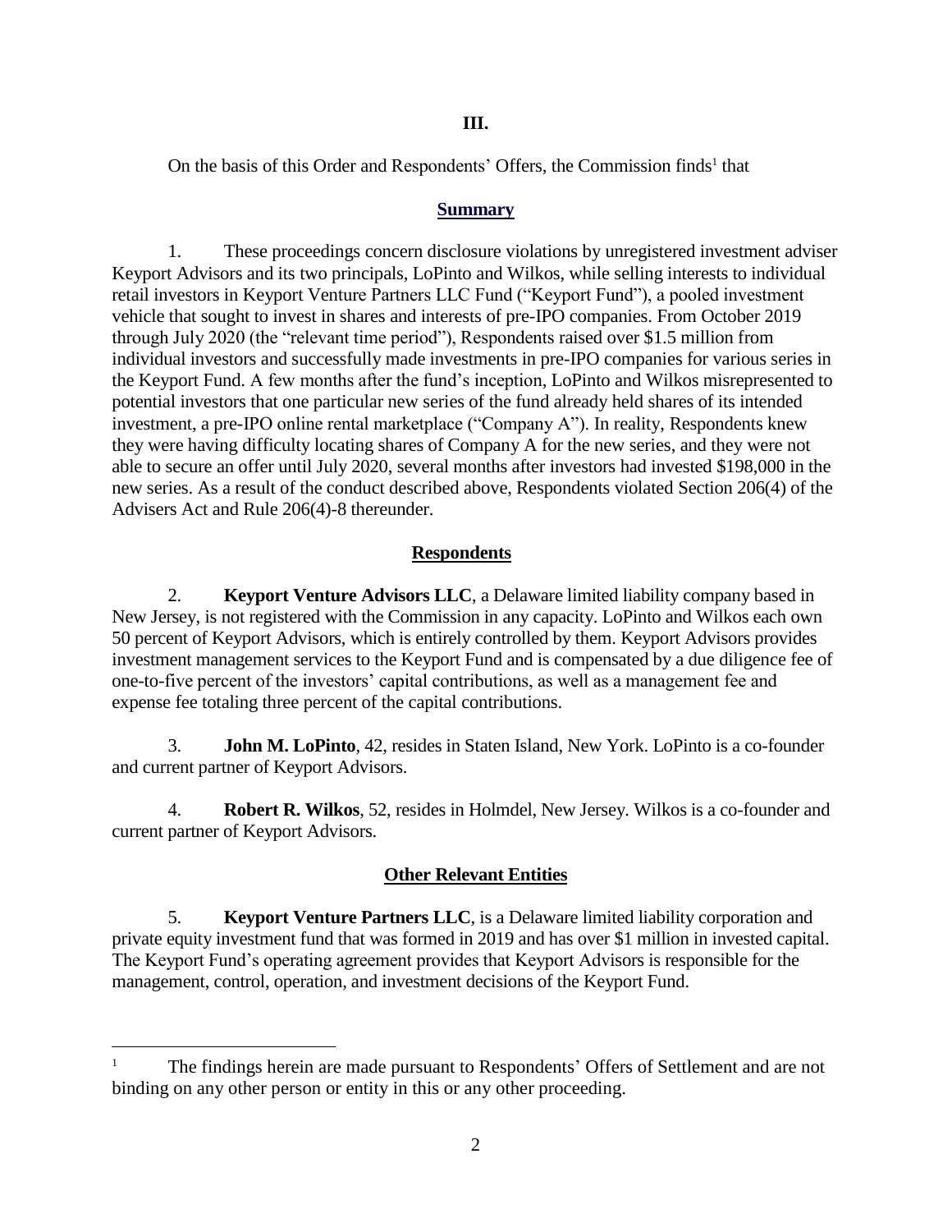## III.

On the basis of this Order and Respondents' Offers, the Commission finds[1] that

### Summary

1. These proceedings concern disclosure violations by unregistered investment adviser Keyport Advisors and its two principals, LoPinto and Wilkos, while selling interests to individual retail investors in Keyport Venture Partners LLC Fund ("Keyport Fund"), a pooled investment vehicle that sought to invest in shares and interests of pre-IPO companies. From October 2019 through July 2020 (the "relevant time period"), Respondents raised over $1.5 million from individual investors and successfully made investments in pre-IPO companies for various series in the Keyport Fund. A few months after the fund's inception, LoPinto and Wilkos misrepresented to potential investors that one particular new series of the fund already held shares of its intended investment, a pre-IPO online rental marketplace ("Company A"). In reality, Respondents knew they were having difficulty locating shares of Company A for the new series, and they were not able to secure an offer until July 2020, several months after investors had invested $198,000 in the new series. As a result of the conduct described above, Respondents violated Section 206(4) of the Advisers Act and Rule 206(4)-8 thereunder.

### Respondents

2. **Keyport Venture Advisors LLC**, a Delaware limited liability company based in New Jersey, is not registered with the Commission in any capacity. LoPinto and Wilkos each own 50 percent of Keyport Advisors, which is entirely controlled by them. Keyport Advisors provides investment management services to the Keyport Fund and is compensated by a due diligence fee of one-to-five percent of the investors' capital contributions, as well as a management fee and expense fee totaling three percent of the capital contributions.

3. **John M. LoPinto**, 42, resides in Staten Island, New York. LoPinto is a co-founder and current partner of Keyport Advisors.

4. **Robert R. Wilkos**, 52, resides in Holmdel, New Jersey. Wilkos is a co-founder and current partner of Keyport Advisors.

### Other Relevant Entities

5. **Keyport Venture Partners LLC**, is a Delaware limited liability corporation and private equity investment fund that was formed in 2019 and has over $1 million in invested capital. The Keyport Fund's operating agreement provides that Keyport Advisors is responsible for the management, control, operation, and investment decisions of the Keyport Fund.

---

[1] The findings herein are made pursuant to Respondents' Offers of Settlement and are not binding on any other person or entity in this or any other proceeding.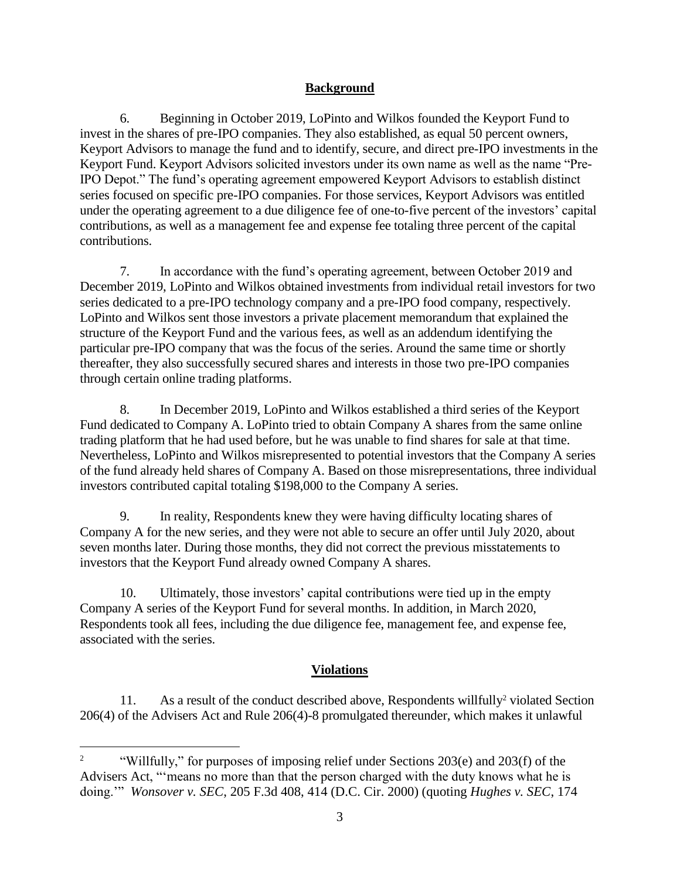## Background

6. Beginning in October 2019, LoPinto and Wilkos founded the Keyport Fund to invest in the shares of pre-IPO companies. They also established, as equal 50 percent owners, Keyport Advisors to manage the fund and to identify, secure, and direct pre-IPO investments in the Keyport Fund. Keyport Advisors solicited investors under its own name as well as the name "Pre-IPO Depot." The fund's operating agreement empowered Keyport Advisors to establish distinct series focused on specific pre-IPO companies. For those services, Keyport Advisors was entitled under the operating agreement to a due diligence fee of one-to-five percent of the investors' capital contributions, as well as a management fee and expense fee totaling three percent of the capital contributions.

7. In accordance with the fund's operating agreement, between October 2019 and December 2019, LoPinto and Wilkos obtained investments from individual retail investors for two series dedicated to a pre-IPO technology company and a pre-IPO food company, respectively. LoPinto and Wilkos sent those investors a private placement memorandum that explained the structure of the Keyport Fund and the various fees, as well as an addendum identifying the particular pre-IPO company that was the focus of the series. Around the same time or shortly thereafter, they also successfully secured shares and interests in those two pre-IPO companies through certain online trading platforms.

8. In December 2019, LoPinto and Wilkos established a third series of the Keyport Fund dedicated to Company A. LoPinto tried to obtain Company A shares from the same online trading platform that he had used before, but he was unable to find shares for sale at that time. Nevertheless, LoPinto and Wilkos misrepresented to potential investors that the Company A series of the fund already held shares of Company A. Based on those misrepresentations, three individual investors contributed capital totaling $198,000 to the Company A series.

9. In reality, Respondents knew they were having difficulty locating shares of Company A for the new series, and they were not able to secure an offer until July 2020, about seven months later. During those months, they did not correct the previous misstatements to investors that the Keyport Fund already owned Company A shares.

10. Ultimately, those investors' capital contributions were tied up in the empty Company A series of the Keyport Fund for several months. In addition, in March 2020, Respondents took all fees, including the due diligence fee, management fee, and expense fee, associated with the series.

## Violations

11. As a result of the conduct described above, Respondents willfully[2] violated Section 206(4) of the Advisers Act and Rule 206(4)-8 promulgated thereunder, which makes it unlawful

---

[2] "Willfully," for purposes of imposing relief under Sections 203(e) and 203(f) of the Advisers Act, "'means no more than that the person charged with the duty knows what he is doing.'" *Wonsover v. SEC*, 205 F.3d 408, 414 (D.C. Cir. 2000) (quoting *Hughes v. SEC*, 174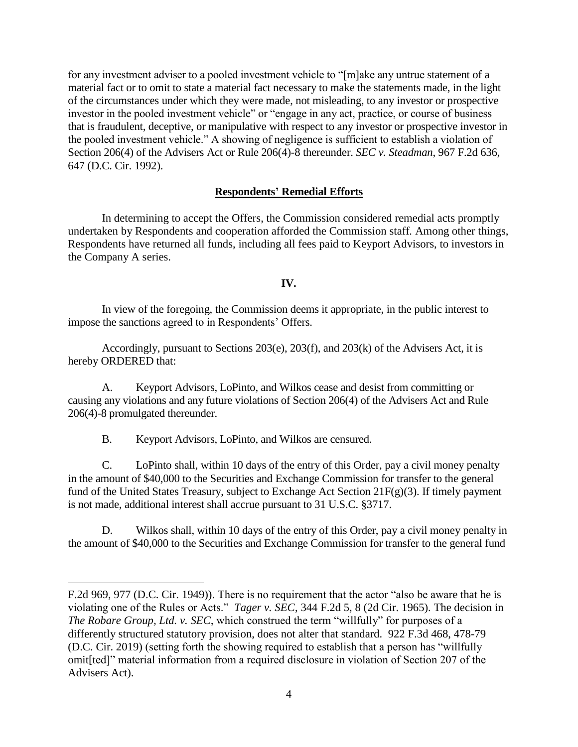for any investment adviser to a pooled investment vehicle to "[m]ake any untrue statement of a material fact or to omit to state a material fact necessary to make the statements made, in the light of the circumstances under which they were made, not misleading, to any investor or prospective investor in the pooled investment vehicle" or "engage in any act, practice, or course of business that is fraudulent, deceptive, or manipulative with respect to any investor or prospective investor in the pooled investment vehicle." A showing of negligence is sufficient to establish a violation of Section 206(4) of the Advisers Act or Rule 206(4)-8 thereunder. *SEC v. Steadman*, 967 F.2d 636, 647 (D.C. Cir. 1992).

**Respondents' Remedial Efforts**

In determining to accept the Offers, the Commission considered remedial acts promptly undertaken by Respondents and cooperation afforded the Commission staff. Among other things, Respondents have returned all funds, including all fees paid to Keyport Advisors, to investors in the Company A series.

**IV.**

In view of the foregoing, the Commission deems it appropriate, in the public interest to impose the sanctions agreed to in Respondents' Offers.

Accordingly, pursuant to Sections 203(e), 203(f), and 203(k) of the Advisers Act, it is hereby ORDERED that:

A. Keyport Advisors, LoPinto, and Wilkos cease and desist from committing or causing any violations and any future violations of Section 206(4) of the Advisers Act and Rule 206(4)-8 promulgated thereunder.

B. Keyport Advisors, LoPinto, and Wilkos are censured.

C. LoPinto shall, within 10 days of the entry of this Order, pay a civil money penalty in the amount of $40,000 to the Securities and Exchange Commission for transfer to the general fund of the United States Treasury, subject to Exchange Act Section 21F(g)(3). If timely payment is not made, additional interest shall accrue pursuant to 31 U.S.C. §3717.

D. Wilkos shall, within 10 days of the entry of this Order, pay a civil money penalty in the amount of $40,000 to the Securities and Exchange Commission for transfer to the general fund

---

F.2d 969, 977 (D.C. Cir. 1949)). There is no requirement that the actor "also be aware that he is violating one of the Rules or Acts." *Tager v. SEC*, 344 F.2d 5, 8 (2d Cir. 1965). The decision in *The Robare Group, Ltd. v. SEC*, which construed the term "willfully" for purposes of a differently structured statutory provision, does not alter that standard. 922 F.3d 468, 478-79 (D.C. Cir. 2019) (setting forth the showing required to establish that a person has "willfully omit[ted]" material information from a required disclosure in violation of Section 207 of the Advisers Act).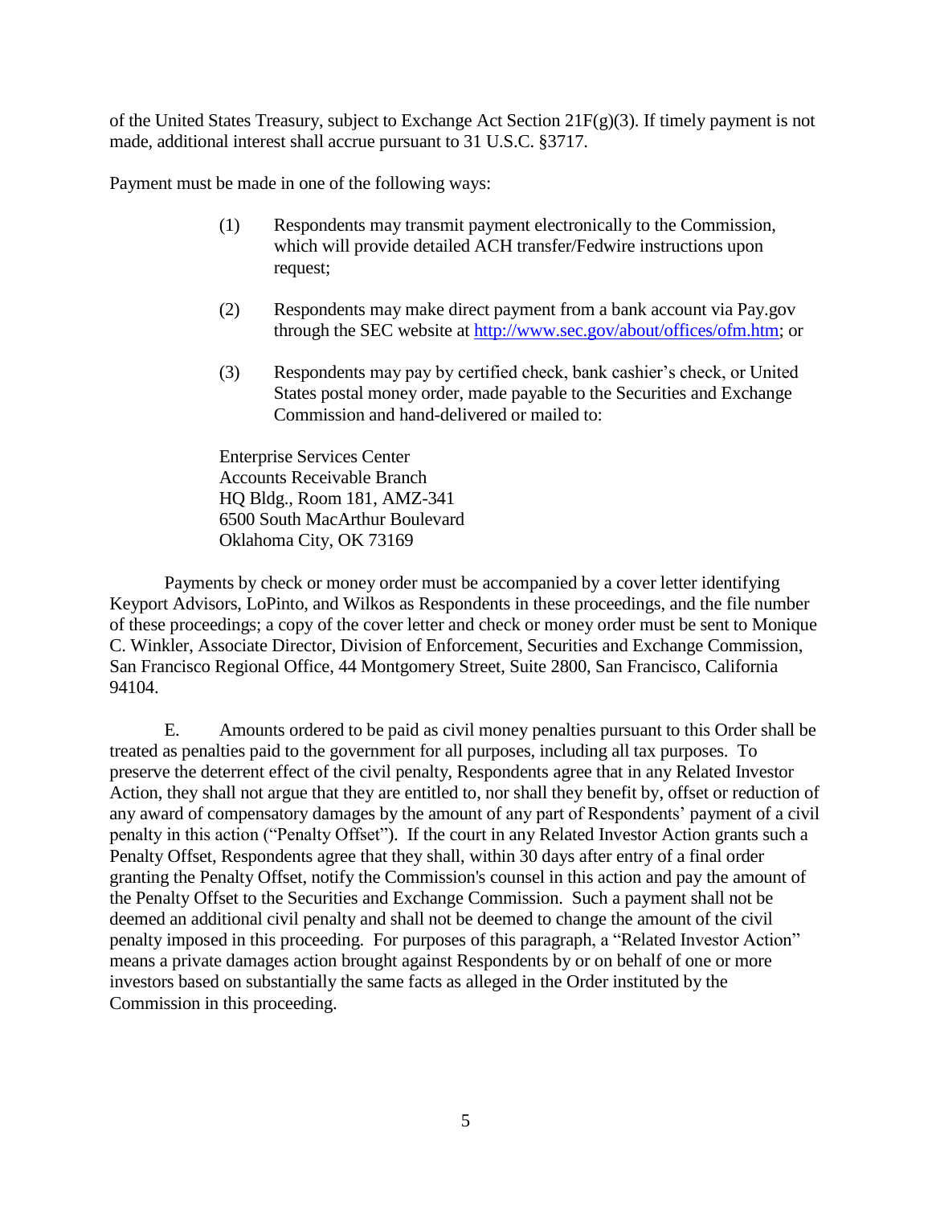of the United States Treasury, subject to Exchange Act Section 21F(g)(3). If timely payment is not made, additional interest shall accrue pursuant to 31 U.S.C. §3717.

Payment must be made in one of the following ways:

(1) Respondents may transmit payment electronically to the Commission, which will provide detailed ACH transfer/Fedwire instructions upon request;

(2) Respondents may make direct payment from a bank account via Pay.gov through the SEC website at http://www.sec.gov/about/offices/ofm.htm; or

(3) Respondents may pay by certified check, bank cashier's check, or United States postal money order, made payable to the Securities and Exchange Commission and hand-delivered or mailed to:

Enterprise Services Center
Accounts Receivable Branch
HQ Bldg., Room 181, AMZ-341
6500 South MacArthur Boulevard
Oklahoma City, OK 73169

Payments by check or money order must be accompanied by a cover letter identifying Keyport Advisors, LoPinto, and Wilkos as Respondents in these proceedings, and the file number of these proceedings; a copy of the cover letter and check or money order must be sent to Monique C. Winkler, Associate Director, Division of Enforcement, Securities and Exchange Commission, San Francisco Regional Office, 44 Montgomery Street, Suite 2800, San Francisco, California 94104.

E. Amounts ordered to be paid as civil money penalties pursuant to this Order shall be treated as penalties paid to the government for all purposes, including all tax purposes. To preserve the deterrent effect of the civil penalty, Respondents agree that in any Related Investor Action, they shall not argue that they are entitled to, nor shall they benefit by, offset or reduction of any award of compensatory damages by the amount of any part of Respondents' payment of a civil penalty in this action ("Penalty Offset"). If the court in any Related Investor Action grants such a Penalty Offset, Respondents agree that they shall, within 30 days after entry of a final order granting the Penalty Offset, notify the Commission's counsel in this action and pay the amount of the Penalty Offset to the Securities and Exchange Commission. Such a payment shall not be deemed an additional civil penalty and shall not be deemed to change the amount of the civil penalty imposed in this proceeding. For purposes of this paragraph, a "Related Investor Action" means a private damages action brought against Respondents by or on behalf of one or more investors based on substantially the same facts as alleged in the Order instituted by the Commission in this proceeding.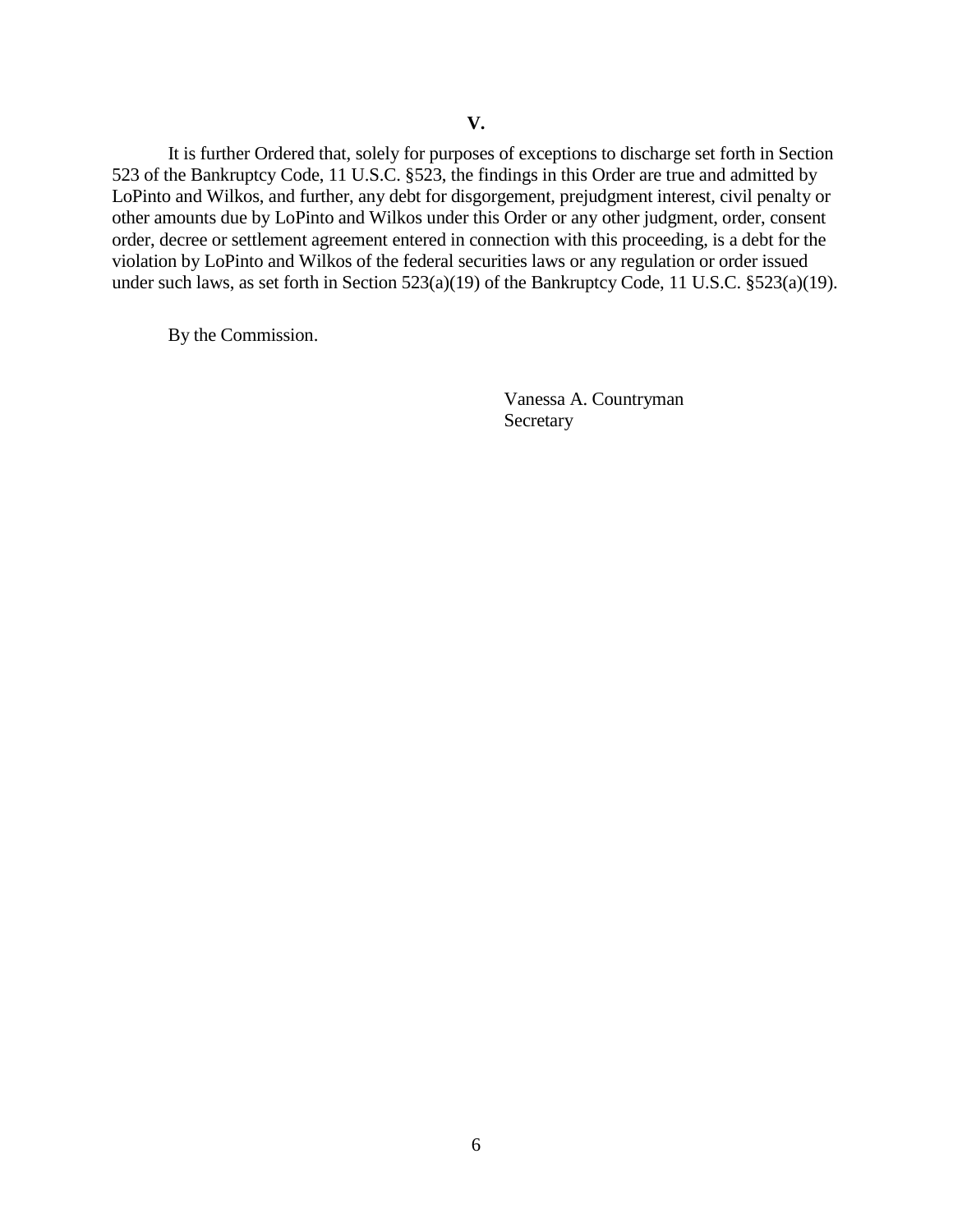**V.**

It is further Ordered that, solely for purposes of exceptions to discharge set forth in Section 523 of the Bankruptcy Code, 11 U.S.C. §523, the findings in this Order are true and admitted by LoPinto and Wilkos, and further, any debt for disgorgement, prejudgment interest, civil penalty or other amounts due by LoPinto and Wilkos under this Order or any other judgment, order, consent order, decree or settlement agreement entered in connection with this proceeding, is a debt for the violation by LoPinto and Wilkos of the federal securities laws or any regulation or order issued under such laws, as set forth in Section 523(a)(19) of the Bankruptcy Code, 11 U.S.C. §523(a)(19).

By the Commission.

Vanessa A. Countryman
Secretary